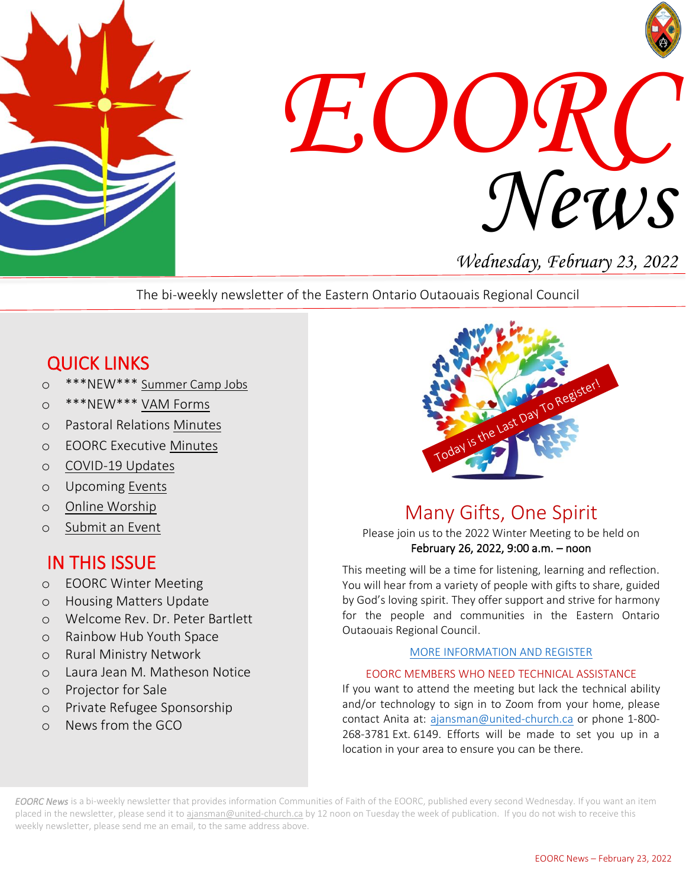# EOORC News

*Wednesday, February 23, 2022*

The bi-weekly newsletter of the Eastern Ontario Outaouais Regional Council

## QUICK LINKS

- ***NEW*** Summer Camp Jobs
- ***NEW*** VAM Forms
- Pastoral Relations Minutes
- EOORC Executive Minutes
- COVID-19 Updates
- Upcoming Events
- Online Worship
- Submit an Event

## IN THIS ISSUE

- EOORC Winter Meeting
- Housing Matters Update
- Welcome Rev. Dr. Peter Bartlett
- Rainbow Hub Youth Space
- Rural Ministry Network
- Laura Jean M. Matheson Notice
- Projector for Sale
- Private Refugee Sponsorship
- News from the GCO

Today is the Last Day To Register!

## Many Gifts, One Spirit

Please join us to the 2022 Winter Meeting to be held on
**February 26, 2022, 9:00 a.m. – noon**

This meeting will be a time for listening, learning and reflection. You will hear from a variety of people with gifts to share, guided by God's loving spirit. They offer support and strive for harmony for the people and communities in the Eastern Ontario Outaouais Regional Council.

MORE INFORMATION AND REGISTER

EOORC MEMBERS WHO NEED TECHNICAL ASSISTANCE

If you want to attend the meeting but lack the technical ability and/or technology to sign in to Zoom from your home, please contact Anita at: ajansman@united-church.ca or phone 1-800-268-3781 Ext. 6149. Efforts will be made to set you up in a location in your area to ensure you can be there.

*EOORC News* is a bi-weekly newsletter that provides information Communities of Faith of the EOORC, published every second Wednesday. If you want an item placed in the newsletter, please send it to ajansman@united-church.ca by 12 noon on Tuesday the week of publication. If you do not wish to receive this weekly newsletter, please send me an email, to the same address above.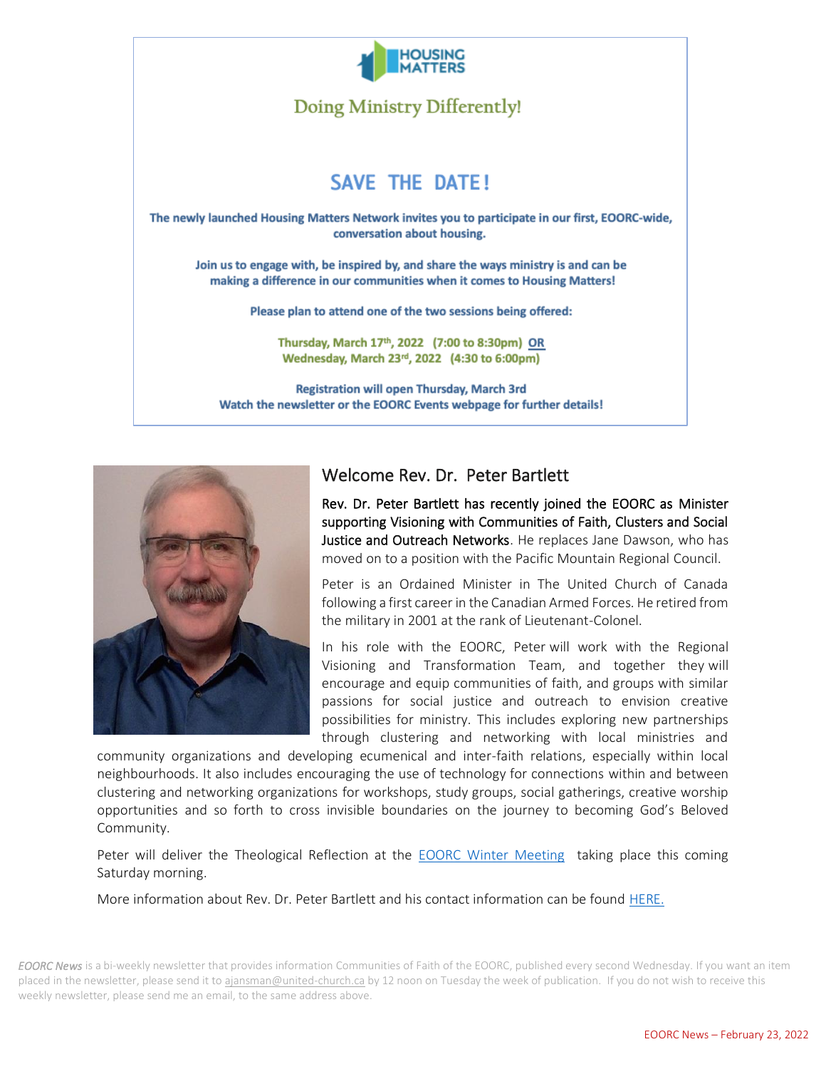HOUSING MATTERS

## Doing Ministry Differently!

## SAVE THE DATE!

**The newly launched Housing Matters Network invites you to participate in our first, EOORC-wide, conversation about housing.**

**Join us to engage with, be inspired by, and share the ways ministry is and can be making a difference in our communities when it comes to Housing Matters!**

**Please plan to attend one of the two sessions being offered:**

**Thursday, March 17th, 2022 (7:00 to 8:30pm) OR**
**Wednesday, March 23rd, 2022 (4:30 to 6:00pm)**

**Registration will open Thursday, March 3rd**
**Watch the newsletter or the EOORC Events webpage for further details!**

## Welcome Rev. Dr. Peter Bartlett

Rev. Dr. Peter Bartlett has recently joined the EOORC as Minister supporting Visioning with Communities of Faith, Clusters and Social Justice and Outreach Networks. He replaces Jane Dawson, who has moved on to a position with the Pacific Mountain Regional Council.

Peter is an Ordained Minister in The United Church of Canada following a first career in the Canadian Armed Forces. He retired from the military in 2001 at the rank of Lieutenant-Colonel.

In his role with the EOORC, Peter will work with the Regional Visioning and Transformation Team, and together they will encourage and equip communities of faith, and groups with similar passions for social justice and outreach to envision creative possibilities for ministry. This includes exploring new partnerships through clustering and networking with local ministries and community organizations and developing ecumenical and inter-faith relations, especially within local neighbourhoods. It also includes encouraging the use of technology for connections within and between clustering and networking organizations for workshops, study groups, social gatherings, creative worship opportunities and so forth to cross invisible boundaries on the journey to becoming God's Beloved Community.

Peter will deliver the Theological Reflection at the EOORC Winter Meeting taking place this coming Saturday morning.

More information about Rev. Dr. Peter Bartlett and his contact information can be found HERE.

*EOORC News* is a bi-weekly newsletter that provides information Communities of Faith of the EOORC, published every second Wednesday. If you want an item placed in the newsletter, please send it to ajansman@united-church.ca by 12 noon on Tuesday the week of publication. If you do not wish to receive this weekly newsletter, please send me an email, to the same address above.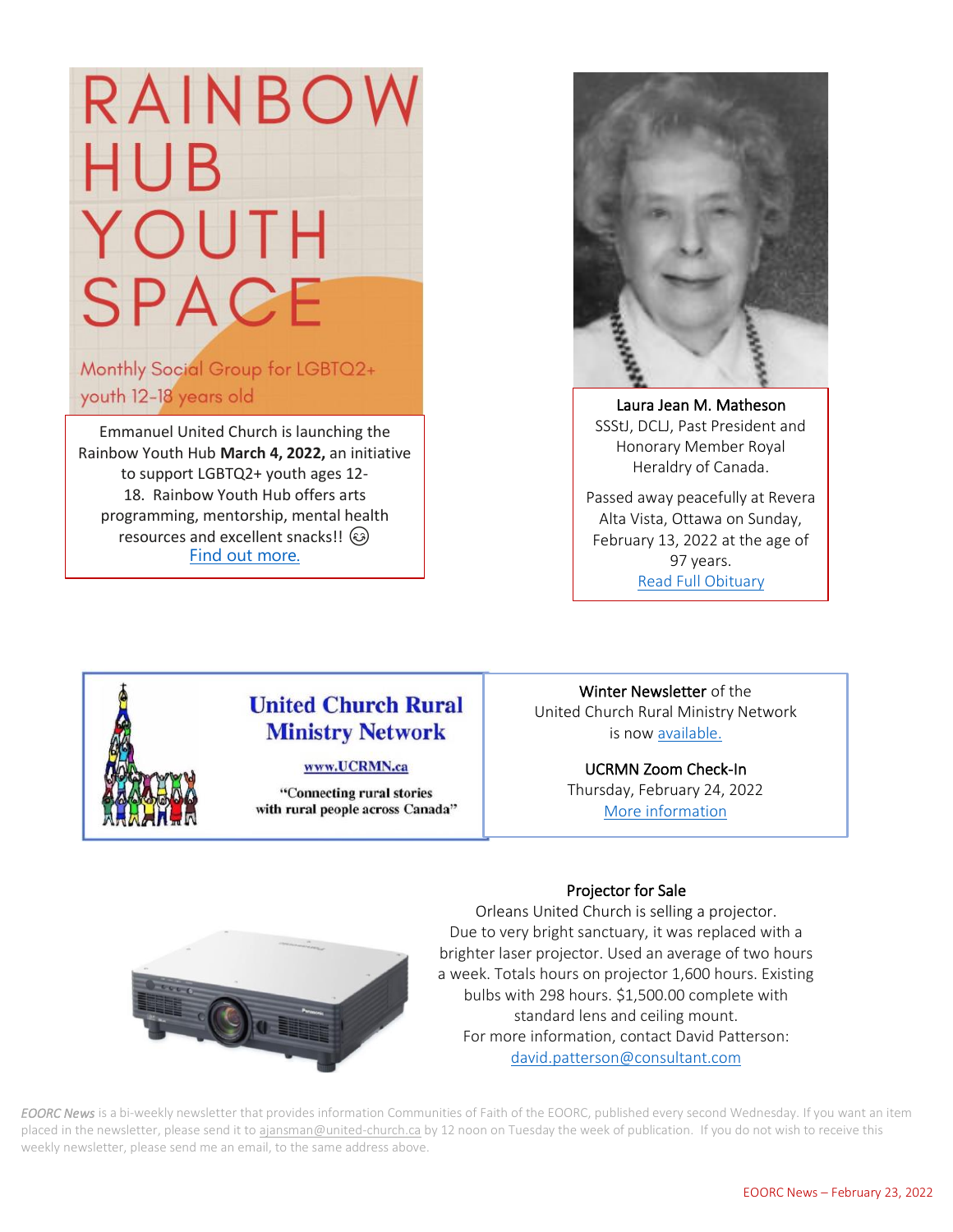RAINBOW HUB YOUTH SPACE

Monthly Social Group for LGBTQ2+ youth 12-18 years old

Emmanuel United Church is launching the Rainbow Youth Hub **March 4, 2022,** an initiative to support LGBTQ2+ youth ages 12-18. Rainbow Youth Hub offers arts programming, mentorship, mental health resources and excellent snacks!! 😊
Find out more.

Laura Jean M. Matheson
SSStJ, DCLJ, Past President and Honorary Member Royal Heraldry of Canada.

Passed away peacefully at Revera Alta Vista, Ottawa on Sunday, February 13, 2022 at the age of 97 years.
Read Full Obituary

**United Church Rural Ministry Network**

www.UCRMN.ca

"Connecting rural stories with rural people across Canada"

Winter Newsletter of the United Church Rural Ministry Network is now available.

UCRMN Zoom Check-In
Thursday, February 24, 2022
More information

Projector for Sale

Orleans United Church is selling a projector. Due to very bright sanctuary, it was replaced with a brighter laser projector. Used an average of two hours a week. Totals hours on projector 1,600 hours. Existing bulbs with 298 hours. $1,500.00 complete with standard lens and ceiling mount.
For more information, contact David Patterson: david.patterson@consultant.com

*EOORC News* is a bi-weekly newsletter that provides information Communities of Faith of the EOORC, published every second Wednesday. If you want an item placed in the newsletter, please send it to ajansman@united-church.ca by 12 noon on Tuesday the week of publication. If you do not wish to receive this weekly newsletter, please send me an email, to the same address above.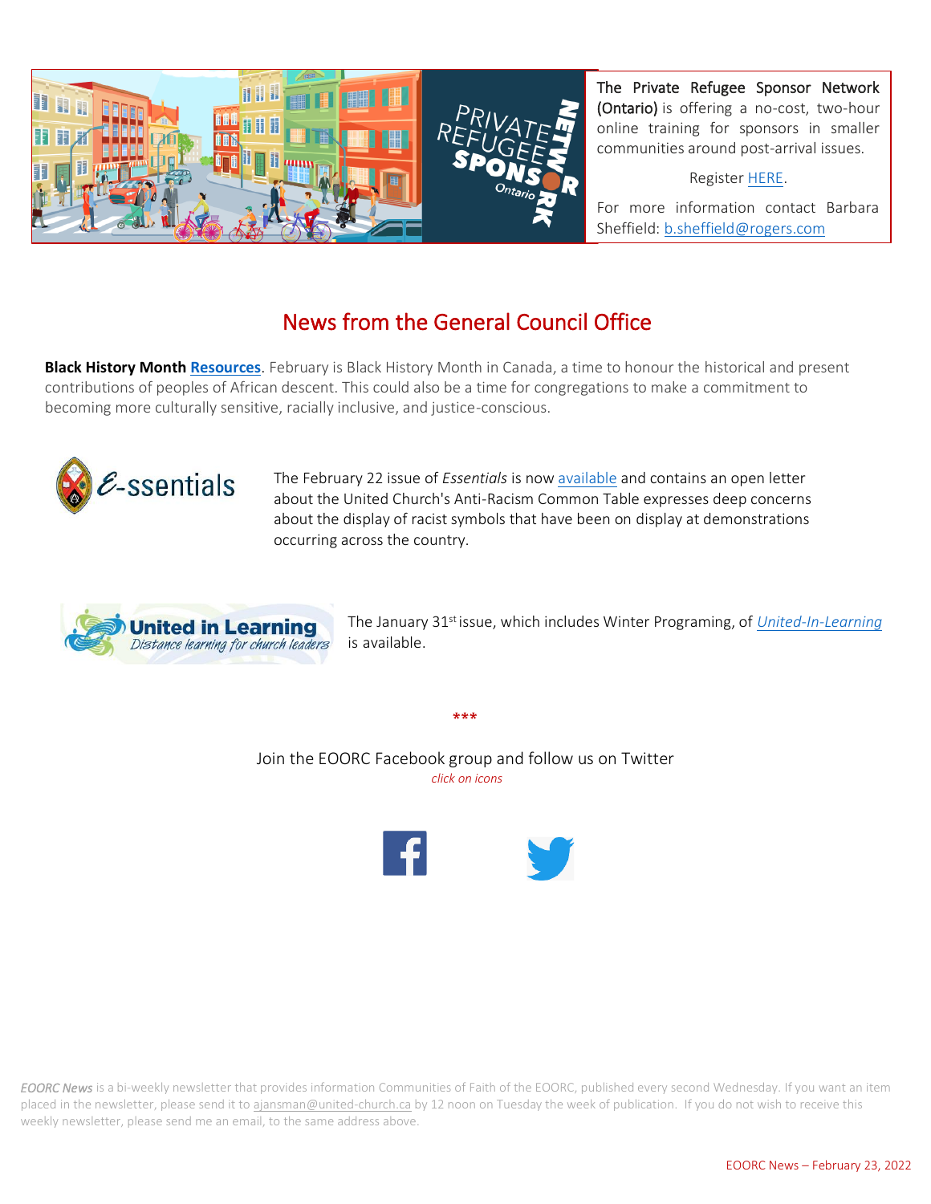**The Private Refugee Sponsor Network (Ontario)** is offering a no-cost, two-hour online training for sponsors in smaller communities around post-arrival issues.

Register HERE.

For more information contact Barbara Sheffield: b.sheffield@rogers.com

## News from the General Council Office

**Black History Month Resources**. February is Black History Month in Canada, a time to honour the historical and present contributions of peoples of African descent. This could also be a time for congregations to make a commitment to becoming more culturally sensitive, racially inclusive, and justice-conscious.

The February 22 issue of *Essentials* is now available and contains an open letter about the United Church's Anti-Racism Common Table expresses deep concerns about the display of racist symbols that have been on display at demonstrations occurring across the country.

The January 31st issue, which includes Winter Programing, of *United-In-Learning* is available.

\*\*\*

Join the EOORC Facebook group and follow us on Twitter

*click on icons*

*EOORC News* is a bi-weekly newsletter that provides information Communities of Faith of the EOORC, published every second Wednesday. If you want an item placed in the newsletter, please send it to ajansman@united-church.ca by 12 noon on Tuesday the week of publication. If you do not wish to receive this weekly newsletter, please send me an email, to the same address above.